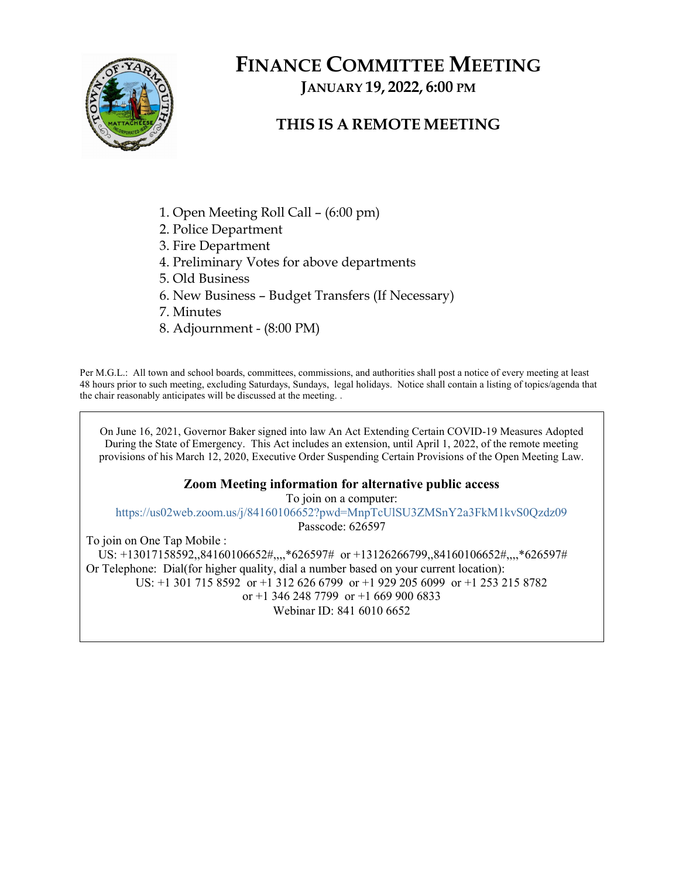# FINANCE COMMITTEE MEETING

## JANUARY 19, 2022, 6:00 PM

## THIS IS A REMOTE MEETING

1. Open Meeting Roll Call – (6:00 pm)
2. Police Department
3. Fire Department
4. Preliminary Votes for above departments
5. Old Business
6. New Business – Budget Transfers (If Necessary)
7. Minutes
8. Adjournment - (8:00 PM)

Per M.G.L.: All town and school boards, committees, commissions, and authorities shall post a notice of every meeting at least 48 hours prior to such meeting, excluding Saturdays, Sundays, legal holidays. Notice shall contain a listing of topics/agenda that the chair reasonably anticipates will be discussed at the meeting. .

On June 16, 2021, Governor Baker signed into law An Act Extending Certain COVID-19 Measures Adopted During the State of Emergency. This Act includes an extension, until April 1, 2022, of the remote meeting provisions of his March 12, 2020, Executive Order Suspending Certain Provisions of the Open Meeting Law.

**Zoom Meeting information for alternative public access**

To join on a computer:

https://us02web.zoom.us/j/84160106652?pwd=MnpTcUlSU3ZMSnY2a3FkM1kvS0Qzdz09

Passcode: 626597

To join on One Tap Mobile :

US: +13017158592,,84160106652#,,,,*626597# or +13126266799,,84160106652#,,,,*626597#

Or Telephone: Dial(for higher quality, dial a number based on your current location):

US: +1 301 715 8592 or +1 312 626 6799 or +1 929 205 6099 or +1 253 215 8782 or +1 346 248 7799 or +1 669 900 6833

Webinar ID: 841 6010 6652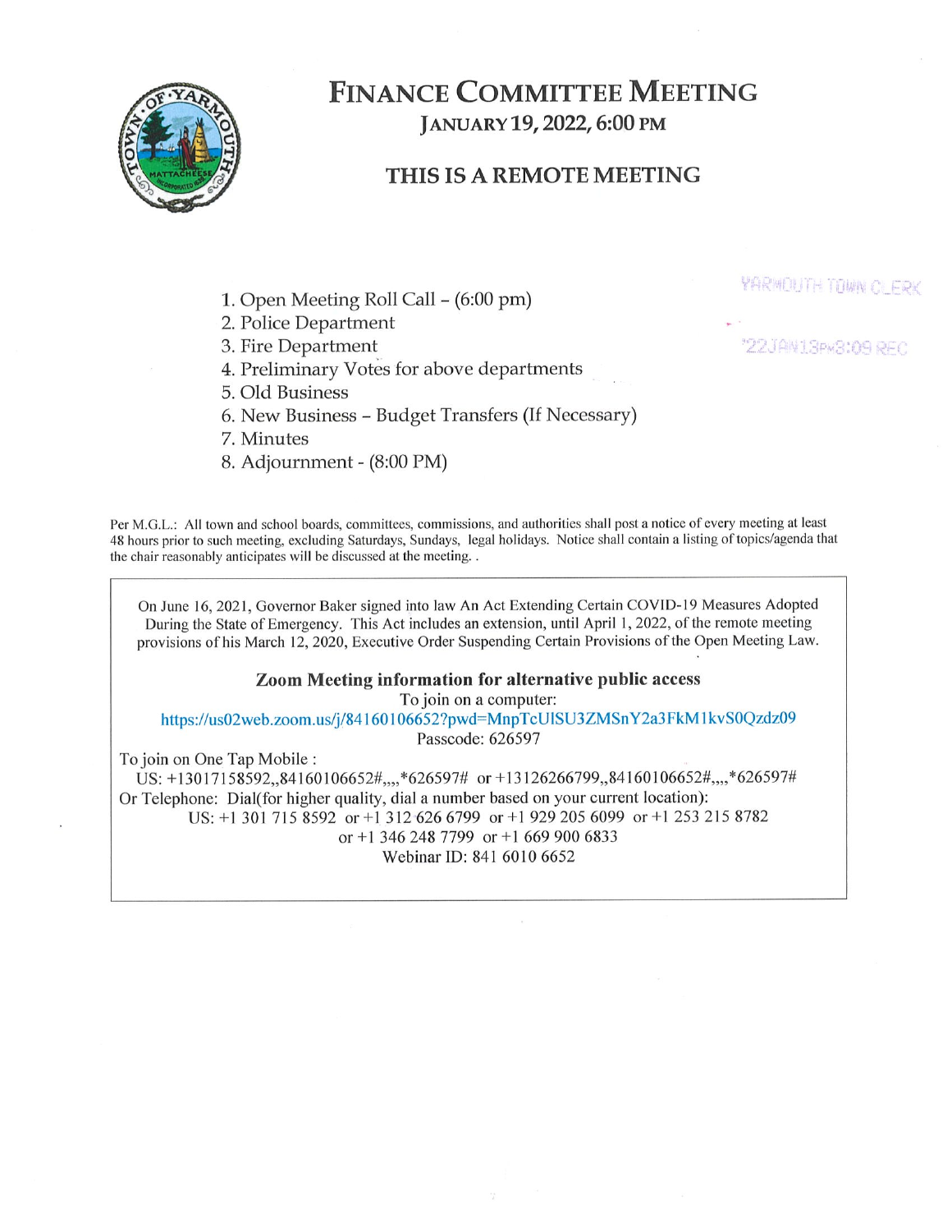# FINANCE COMMITTEE MEETING

## JANUARY 19, 2022, 6:00 PM

## THIS IS A REMOTE MEETING

YARMOUTH TOWN CLERK

'22JAN13PM3:09 REC

1. Open Meeting Roll Call – (6:00 pm)
2. Police Department
3. Fire Department
4. Preliminary Votes for above departments
5. Old Business
6. New Business – Budget Transfers (If Necessary)
7. Minutes
8. Adjournment - (8:00 PM)

Per M.G.L.: All town and school boards, committees, commissions, and authorities shall post a notice of every meeting at least 48 hours prior to such meeting, excluding Saturdays, Sundays, legal holidays. Notice shall contain a listing of topics/agenda that the chair reasonably anticipates will be discussed at the meeting. .

On June 16, 2021, Governor Baker signed into law An Act Extending Certain COVID-19 Measures Adopted During the State of Emergency. This Act includes an extension, until April 1, 2022, of the remote meeting provisions of his March 12, 2020, Executive Order Suspending Certain Provisions of the Open Meeting Law.

**Zoom Meeting information for alternative public access**

To join on a computer:

https://us02web.zoom.us/j/84160106652?pwd=MnpTcUlSU3ZMSnY2a3FkM1kvS0Qzdz09

Passcode: 626597

To join on One Tap Mobile :

US: +13017158592,,84160106652#,,,,*626597# or +13126266799,,84160106652#,,,,*626597#

Or Telephone: Dial(for higher quality, dial a number based on your current location):

US: +1 301 715 8592 or +1 312 626 6799 or +1 929 205 6099 or +1 253 215 8782 or +1 346 248 7799 or +1 669 900 6833

Webinar ID: 841 6010 6652